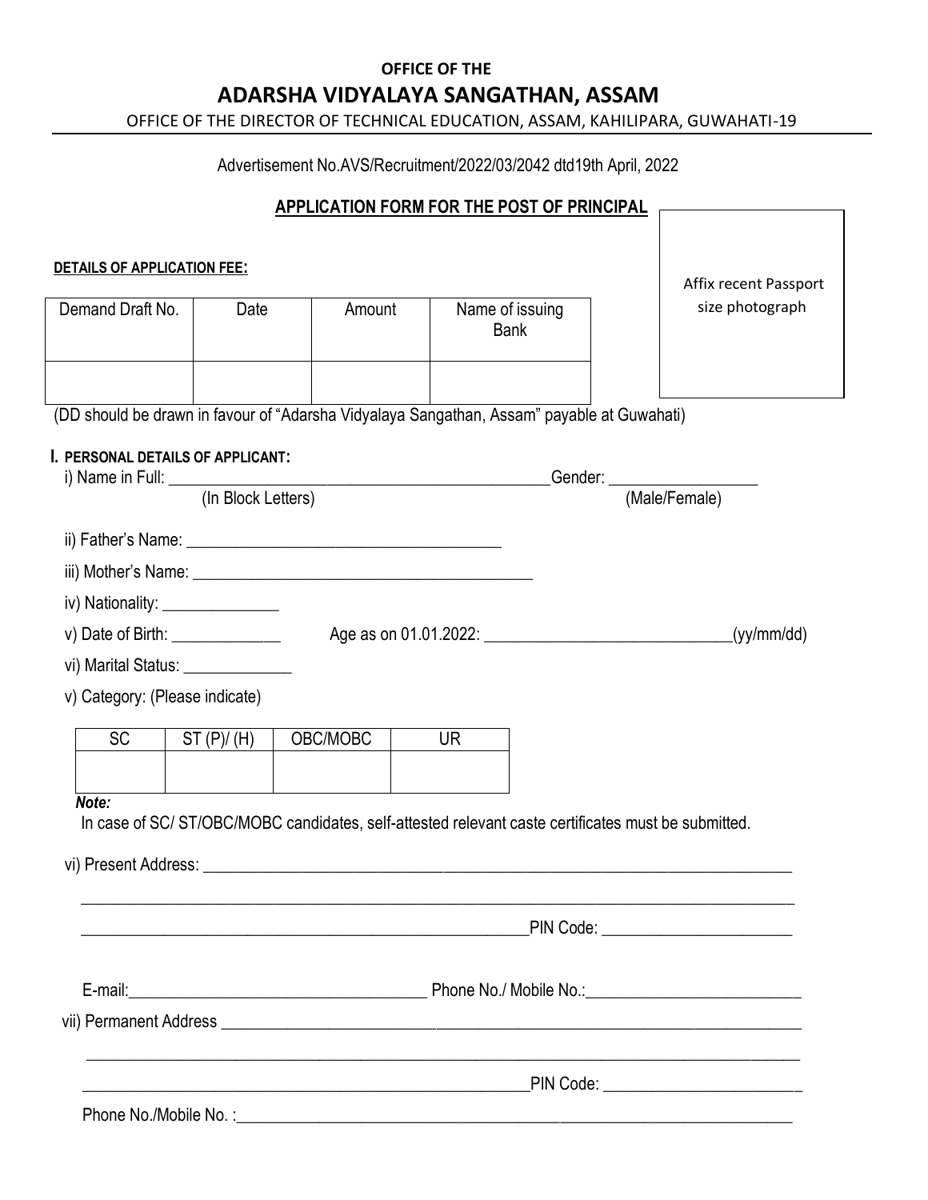**OFFICE OF THE**

# ADARSHA VIDYALAYA SANGATHAN, ASSAM

OFFICE OF THE DIRECTOR OF TECHNICAL EDUCATION, ASSAM, KAHILIPARA, GUWAHATI-19

Advertisement No.AVS/Recruitment/2022/03/2042 dtd19th April, 2022

## APPLICATION FORM FOR THE POST OF PRINCIPAL

Affix recent Passport size photograph

**DETAILS OF APPLICATION FEE:**

| Demand Draft No. | Date | Amount | Name of issuing Bank |
|---|---|---|---|
| | | | |

(DD should be drawn in favour of "Adarsha Vidyalaya Sangathan, Assam" payable at Guwahati)

### I. PERSONAL DETAILS OF APPLICANT:

i) Name in Full: ______________________________________________ Gender: _________________
(In Block Letters) (Male/Female)

ii) Father's Name: ____________________________________

iii) Mother's Name: ________________________________________

iv) Nationality: ______________

v) Date of Birth: _____________ Age as on 01.01.2022: ______________________________(yy/mm/dd)

vi) Marital Status: _____________

v) Category: (Please indicate)

| SC | ST (P)/ (H) | OBC/MOBC | UR |
|---|---|---|---|
| | | | |

***Note:***
In case of SC/ ST/OBC/MOBC candidates, self-attested relevant caste certificates must be submitted.

vi) Present Address: ___________________________________________________________________________

_____________________________________________________________________________________________

______________________________________________________PIN Code: ______________________

E-mail:____________________________________ Phone No./ Mobile No.:_________________________

vii) Permanent Address _________________________________________________________________________

_____________________________________________________________________________________________

______________________________________________________PIN Code: _______________________

Phone No./Mobile No. :_____________________________________________________________________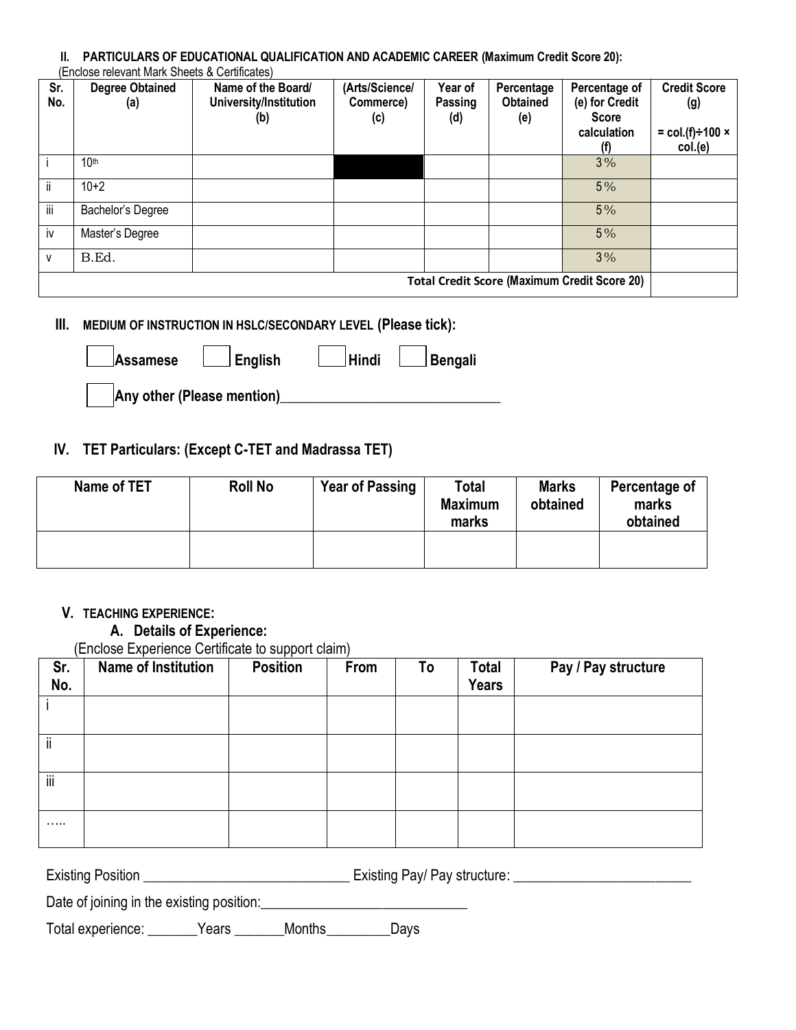## II. PARTICULARS OF EDUCATIONAL QUALIFICATION AND ACADEMIC CAREER (Maximum Credit Score 20):

(Enclose relevant Mark Sheets & Certificates)

| Sr. No. | Degree Obtained (a) | Name of the Board/ University/Institution (b) | (Arts/Science/ Commerce) (c) | Year of Passing (d) | Percentage Obtained (e) | Percentage of (e) for Credit Score calculation (f) | Credit Score (g) = col.(f)÷100 × col.(e) |
|---|---|---|---|---|---|---|---|
| i | 10th | | | | | 3% | |
| ii | 10+2 | | | | | 5% | |
| iii | Bachelor's Degree | | | | | 5% | |
| iv | Master's Degree | | | | | 5% | |
| v | B.Ed. | | | | | 3% | |
| **Total Credit Score (Maximum Credit Score 20)** | | | | | | | |

## III. MEDIUM OF INSTRUCTION IN HSLC/SECONDARY LEVEL (Please tick):

☐ **Assamese** ☐ **English** ☐ **Hindi** ☐ **Bengali**

☐ **Any other (Please mention)**\_\_\_\_\_\_\_\_\_\_\_\_\_\_\_\_\_\_\_\_\_\_\_\_\_\_\_\_\_\_

## IV. TET Particulars: (Except C-TET and Madrassa TET)

| Name of TET | Roll No | Year of Passing | Total Maximum marks | Marks obtained | Percentage of marks obtained |
|---|---|---|---|---|---|
| | | | | | |

## V. TEACHING EXPERIENCE:

### A. Details of Experience:

(Enclose Experience Certificate to support claim)

| Sr. No. | Name of Institution | Position | From | To | Total Years | Pay / Pay structure |
|---|---|---|---|---|---|---|
| i | | | | | | |
| ii | | | | | | |
| iii | | | | | | |
| ….. | | | | | | |

Existing Position \_\_\_\_\_\_\_\_\_\_\_\_\_\_\_\_\_\_\_\_\_\_\_\_\_\_\_\_ Existing Pay/ Pay structure: \_\_\_\_\_\_\_\_\_\_\_\_\_\_\_\_\_\_\_\_\_\_\_\_\_

Date of joining in the existing position:\_\_\_\_\_\_\_\_\_\_\_\_\_\_\_\_\_\_\_\_\_\_\_\_\_\_\_\_\_

Total experience: \_\_\_\_\_\_\_Years \_\_\_\_\_\_\_Months\_\_\_\_\_\_\_\_\_Days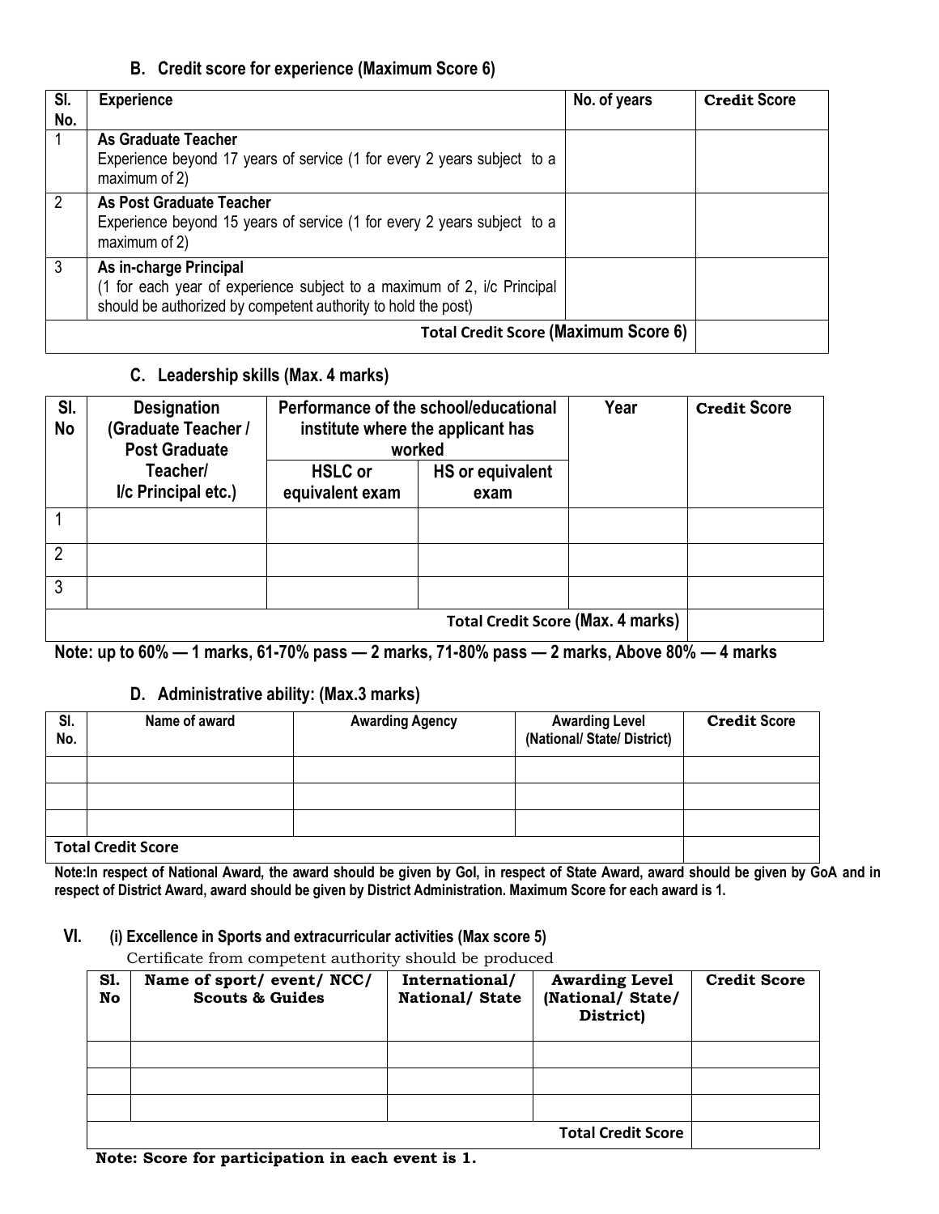### B. Credit score for experience (Maximum Score 6)

| Sl. No. | Experience | No. of years | Credit Score |
|---|---|---|---|
| 1 | **As Graduate Teacher** Experience beyond 17 years of service (1 for every 2 years subject to a maximum of 2) | | |
| 2 | **As Post Graduate Teacher** Experience beyond 15 years of service (1 for every 2 years subject to a maximum of 2) | | |
| 3 | **As in-charge Principal** (1 for each year of experience subject to a maximum of 2, i/c Principal should be authorized by competent authority to hold the post) | | |
| | **Total Credit Score (Maximum Score 6)** | | |

### C. Leadership skills (Max. 4 marks)

| Sl. No | Designation (Graduate Teacher / Post Graduate Teacher/ I/c Principal etc.) | Performance of the school/educational institute where the applicant has worked | | Year | Credit Score |
|---|---|---|---|---|---|
| | | HSLC or equivalent exam | HS or equivalent exam | | |
| 1 | | | | | |
| 2 | | | | | |
| 3 | | | | | |
| | | | | **Total Credit Score (Max. 4 marks)** | |

**Note: up to 60% — 1 marks, 61-70% pass — 2 marks, 71-80% pass — 2 marks, Above 80% — 4 marks**

### D. Administrative ability: (Max.3 marks)

| Sl. No. | Name of award | Awarding Agency | Awarding Level (National/ State/ District) | Credit Score |
|---|---|---|---|---|
| | | | | |
| | | | | |
| | | | | |
| **Total Credit Score** | | | | |

**Note:In respect of National Award, the award should be given by GoI, in respect of State Award, award should be given by GoA and in respect of District Award, award should be given by District Administration. Maximum Score for each award is 1.**

### VI. (i) Excellence in Sports and extracurricular activities (Max score 5)

Certificate from competent authority should be produced

| Sl. No | Name of sport/ event/ NCC/ Scouts & Guides | International/ National/ State | Awarding Level (National/ State/ District) | Credit Score |
|---|---|---|---|---|
| | | | | |
| | | | | |
| | | | | |
| | | | **Total Credit Score** | |

**Note: Score for participation in each event is 1.**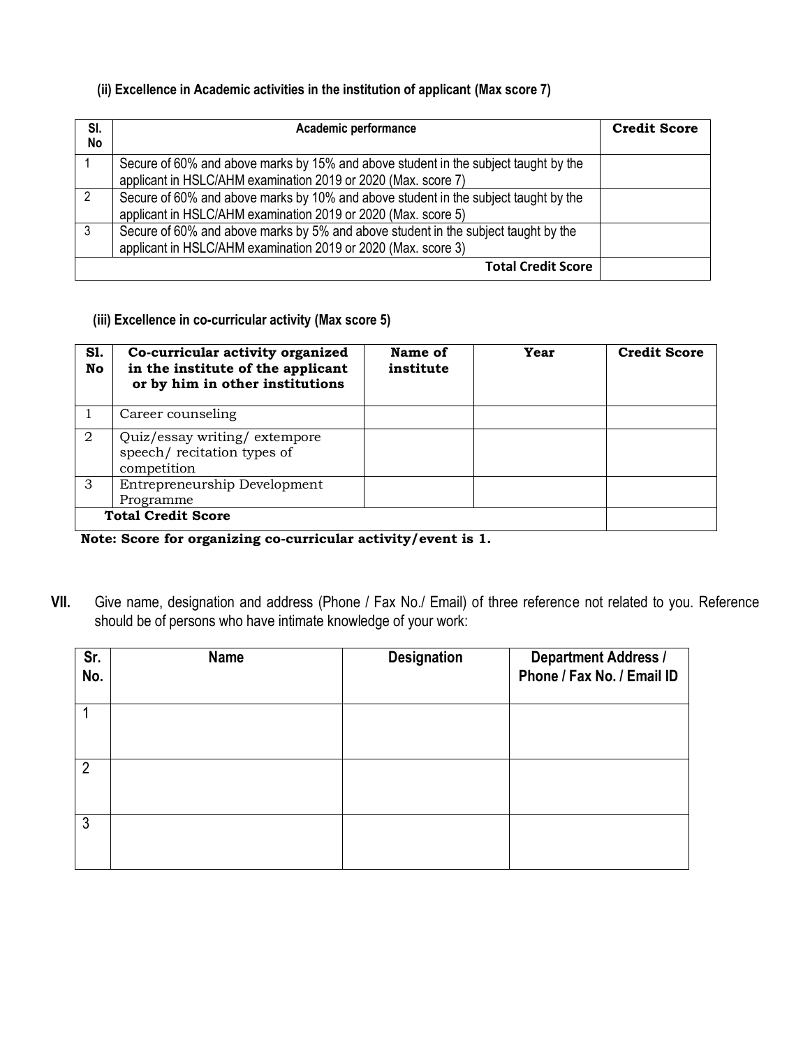**(ii) Excellence in Academic activities in the institution of applicant (Max score 7)**

| Sl. No | Academic performance | Credit Score |
|---|---|---|
| 1 | Secure of 60% and above marks by 15% and above student in the subject taught by the applicant in HSLC/AHM examination 2019 or 2020 (Max. score 7) | |
| 2 | Secure of 60% and above marks by 10% and above student in the subject taught by the applicant in HSLC/AHM examination 2019 or 2020 (Max. score 5) | |
| 3 | Secure of 60% and above marks by 5% and above student in the subject taught by the applicant in HSLC/AHM examination 2019 or 2020 (Max. score 3) | |
| | **Total Credit Score** | |

**(iii) Excellence in co-curricular activity (Max score 5)**

| Sl. No | Co-curricular activity organized in the institute of the applicant or by him in other institutions | Name of institute | Year | Credit Score |
|---|---|---|---|---|
| 1 | Career counseling | | | |
| 2 | Quiz/essay writing/ extempore speech/ recitation types of competition | | | |
| 3 | Entrepreneurship Development Programme | | | |
| | **Total Credit Score** | | | |

**Note: Score for organizing co-curricular activity/event is 1.**

**VII.** Give name, designation and address (Phone / Fax No./ Email) of three reference not related to you. Reference should be of persons who have intimate knowledge of your work:

| Sr. No. | Name | Designation | Department Address / Phone / Fax No. / Email ID |
|---|---|---|---|
| 1 | | | |
| 2 | | | |
| 3 | | | |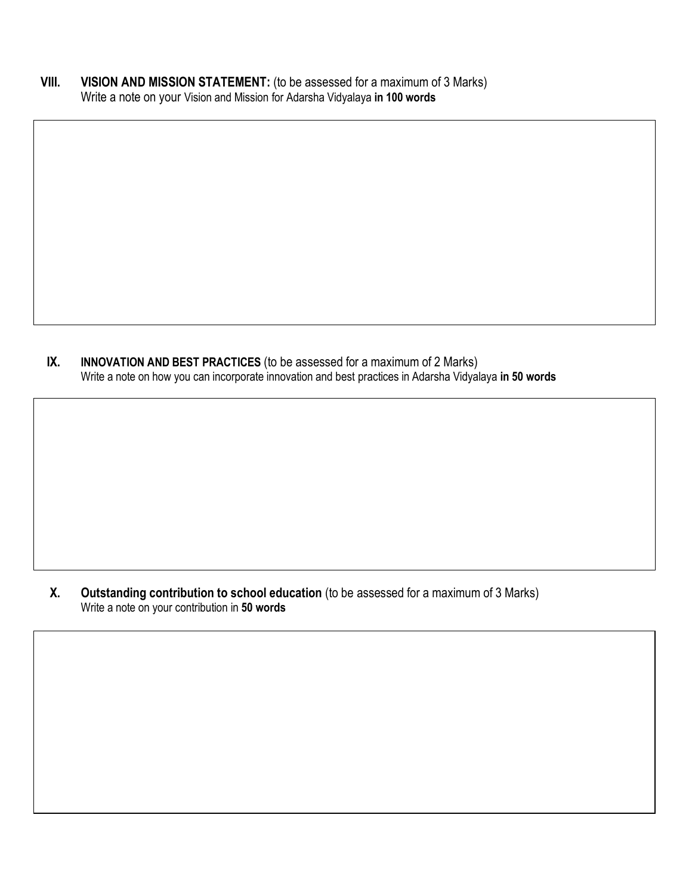**VIII. VISION AND MISSION STATEMENT:** (to be assessed for a maximum of 3 Marks)
Write a note on your Vision and Mission for Adarsha Vidyalaya **in 100 words**

| |
|---|
| |

**IX. INNOVATION AND BEST PRACTICES** (to be assessed for a maximum of 2 Marks)
Write a note on how you can incorporate innovation and best practices in Adarsha Vidyalaya **in 50 words**

| |
|---|
| |

**X. Outstanding contribution to school education** (to be assessed for a maximum of 3 Marks)
Write a note on your contribution in **50 words**

| |
|---|
| |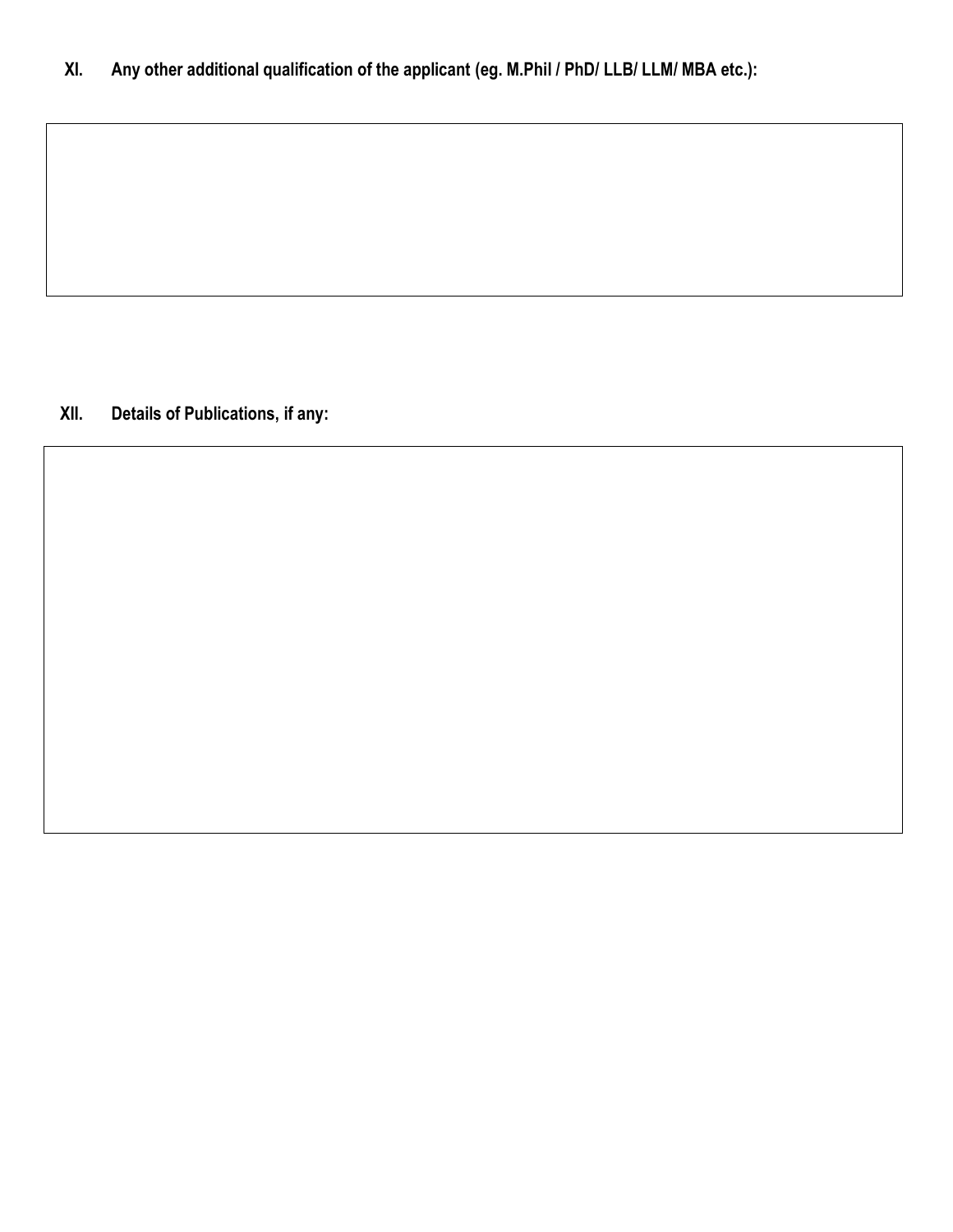**XI. Any other additional qualification of the applicant (eg. M.Phil / PhD/ LLB/ LLM/ MBA etc.):**

| |
|---|
| |

**XII. Details of Publications, if any:**

| |
|---|
| |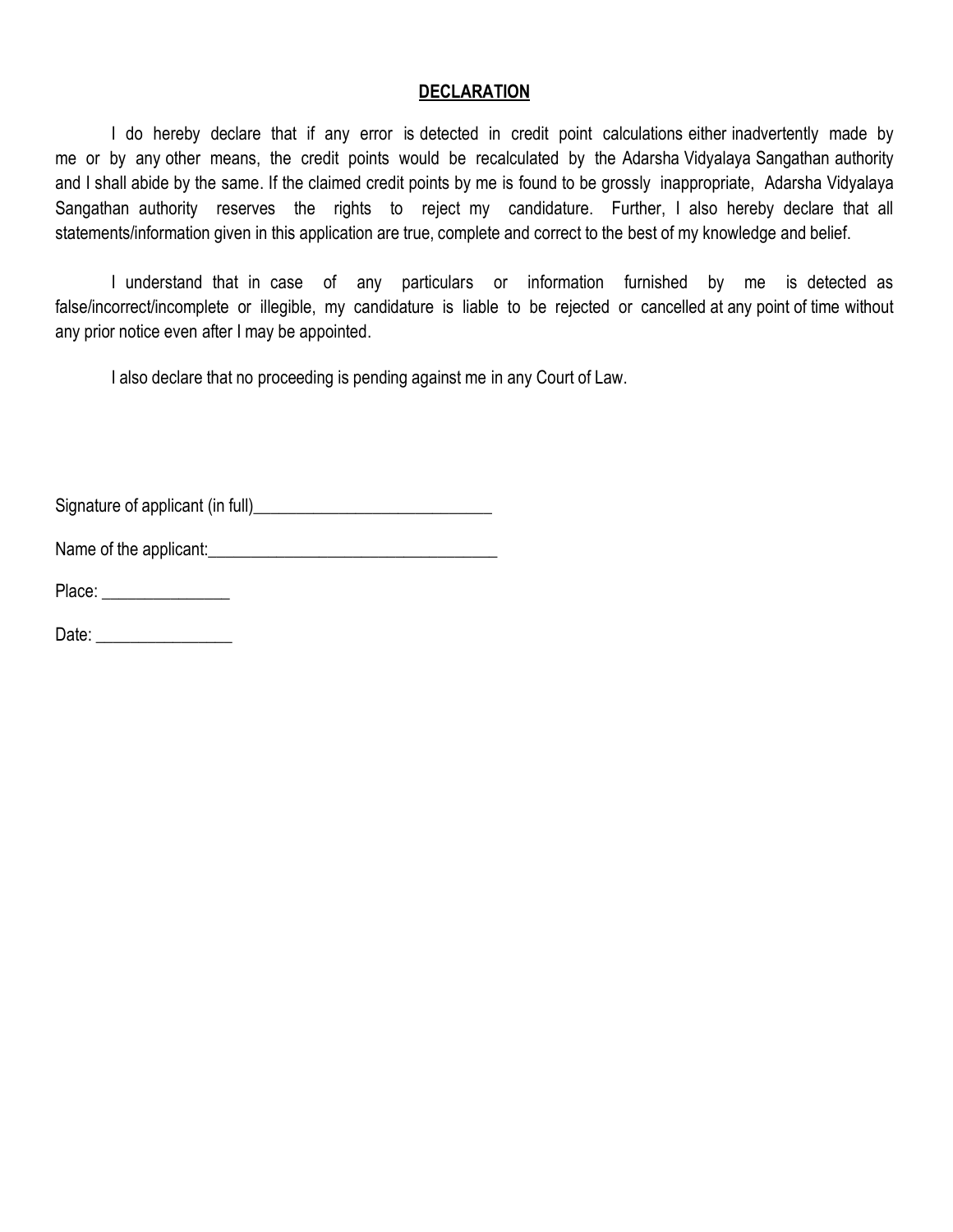## DECLARATION

I do hereby declare that if any error is detected in credit point calculations either inadvertently made by me or by any other means, the credit points would be recalculated by the Adarsha Vidyalaya Sangathan authority and I shall abide by the same. If the claimed credit points by me is found to be grossly inappropriate, Adarsha Vidyalaya Sangathan authority reserves the rights to reject my candidature. Further, I also hereby declare that all statements/information given in this application are true, complete and correct to the best of my knowledge and belief.

I understand that in case of any particulars or information furnished by me is detected as false/incorrect/incomplete or illegible, my candidature is liable to be rejected or cancelled at any point of time without any prior notice even after I may be appointed.

I also declare that no proceeding is pending against me in any Court of Law.

Signature of applicant (in full)____________________________

Name of the applicant:__________________________________

Place: _______________

Date: ________________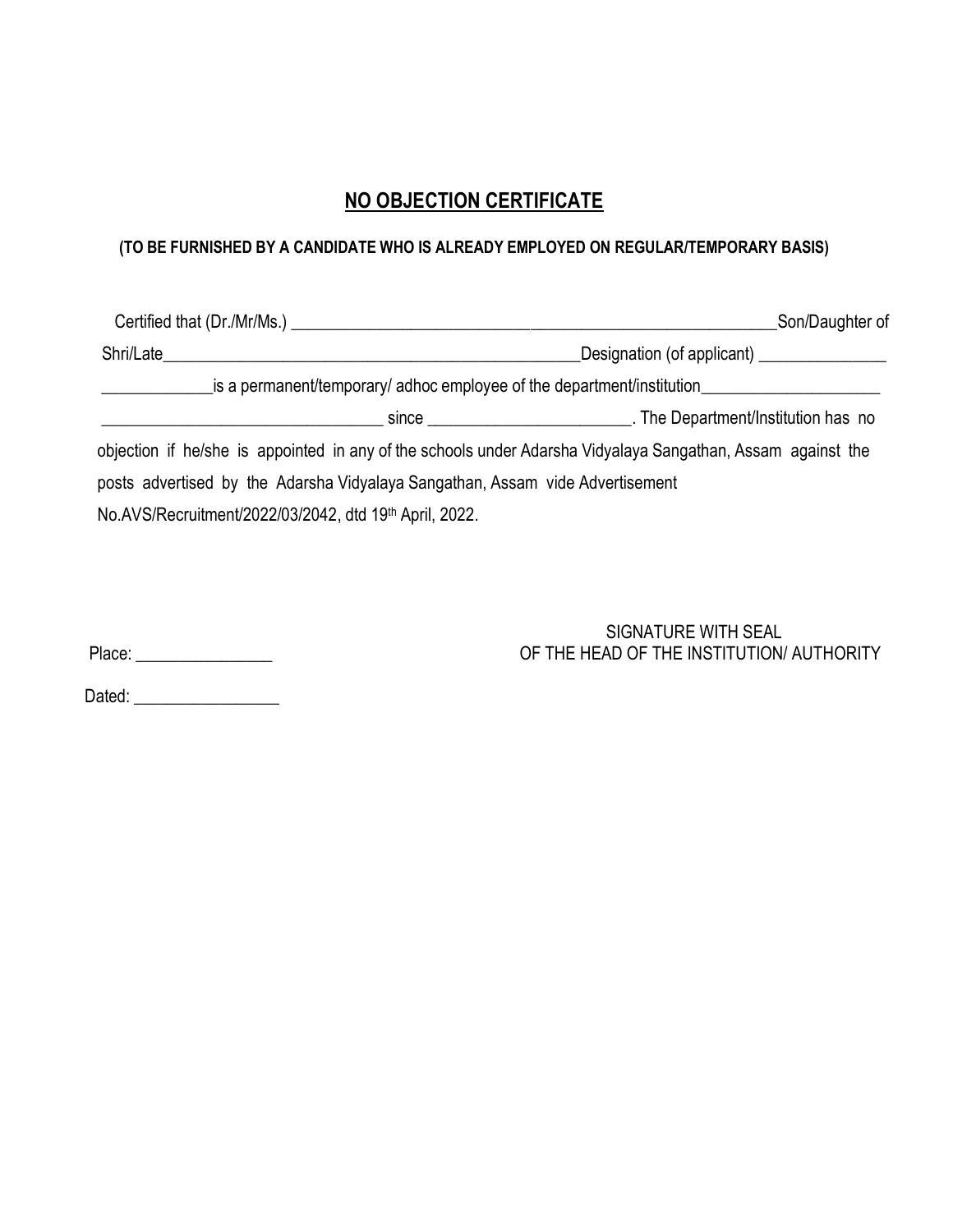## NO OBJECTION CERTIFICATE

**(TO BE FURNISHED BY A CANDIDATE WHO IS ALREADY EMPLOYED ON REGULAR/TEMPORARY BASIS)**

Certified that (Dr./Mr/Ms.) ________________________________________________________Son/Daughter of Shri/Late_______________________________________________Designation (of applicant) ______________ ____________is a permanent/temporary/ adhoc employee of the department/institution____________________ _______________________________ since ______________________. The Department/Institution has no objection if he/she is appointed in any of the schools under Adarsha Vidyalaya Sangathan, Assam against the posts advertised by the Adarsha Vidyalaya Sangathan, Assam vide Advertisement No.AVS/Recruitment/2022/03/2042, dtd 19th April, 2022.

Place: _______________

Dated: ________________

SIGNATURE WITH SEAL
OF THE HEAD OF THE INSTITUTION/ AUTHORITY